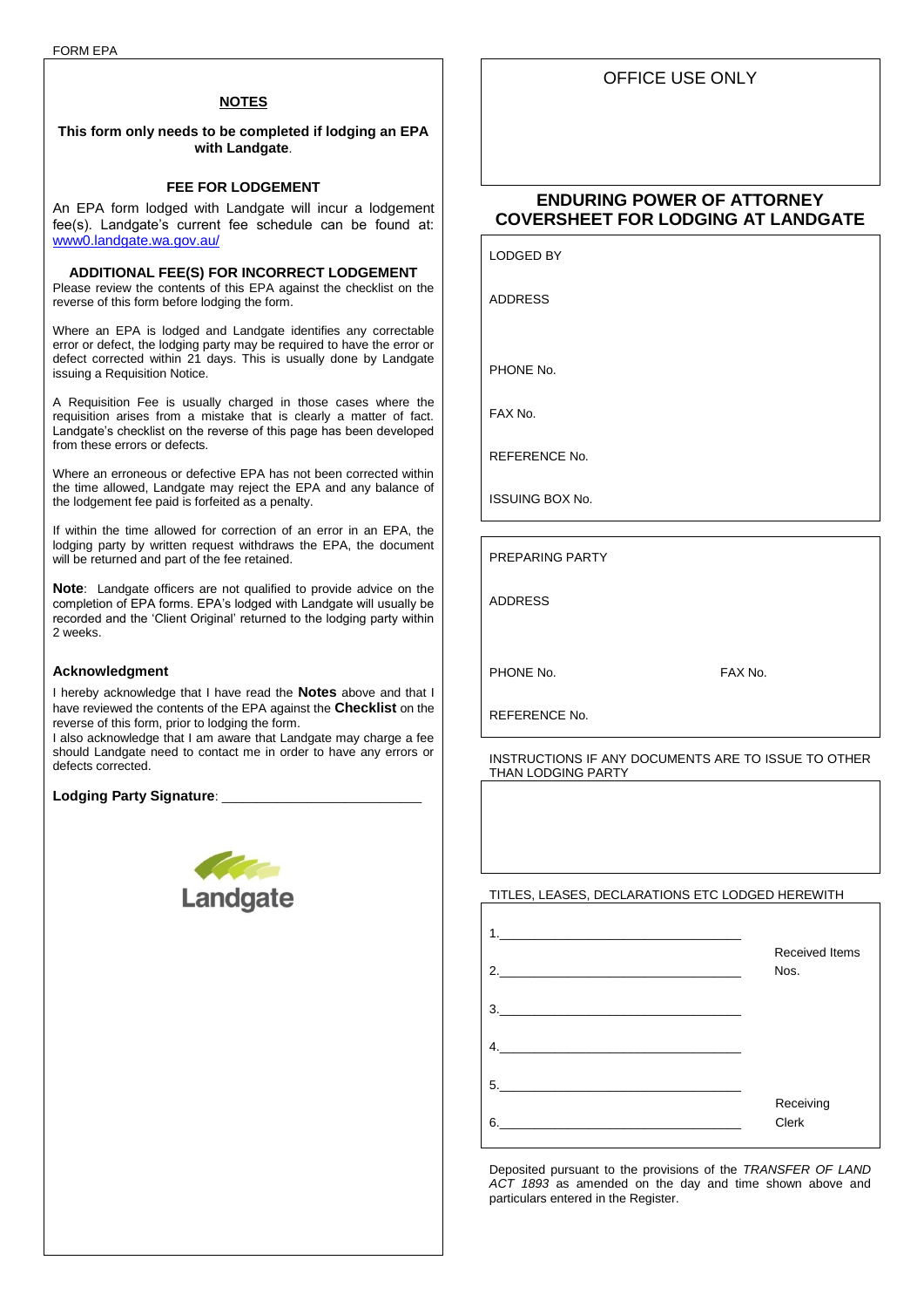FORM EPA

## NOTES

**This form only needs to be completed if lodging an EPA with Landgate.**

### FEE FOR LODGEMENT

An EPA form lodged with Landgate will incur a lodgement fee(s). Landgate's current fee schedule can be found at: www0.landgate.wa.gov.au/

### ADDITIONAL FEE(S) FOR INCORRECT LODGEMENT

Please review the contents of this EPA against the checklist on the reverse of this form before lodging the form.

Where an EPA is lodged and Landgate identifies any correctable error or defect, the lodging party may be required to have the error or defect corrected within 21 days. This is usually done by Landgate issuing a Requisition Notice.

A Requisition Fee is usually charged in those cases where the requisition arises from a mistake that is clearly a matter of fact. Landgate's checklist on the reverse of this page has been developed from these errors or defects.

Where an erroneous or defective EPA has not been corrected within the time allowed, Landgate may reject the EPA and any balance of the lodgement fee paid is forfeited as a penalty.

If within the time allowed for correction of an error in an EPA, the lodging party by written request withdraws the EPA, the document will be returned and part of the fee retained.

**Note**: Landgate officers are not qualified to provide advice on the completion of EPA forms. EPA's lodged with Landgate will usually be recorded and the 'Client Original' returned to the lodging party within 2 weeks.

### Acknowledgment

I hereby acknowledge that I have read the **Notes** above and that I have reviewed the contents of the EPA against the **Checklist** on the reverse of this form, prior to lodging the form.

I also acknowledge that I am aware that Landgate may charge a fee should Landgate need to contact me in order to have any errors or defects corrected.

**Lodging Party Signature**: ___________________________

Landgate

---

OFFICE USE ONLY

## ENDURING POWER OF ATTORNEY COVERSHEET FOR LODGING AT LANDGATE

LODGED BY

ADDRESS

PHONE No.

FAX No.

REFERENCE No.

ISSUING BOX No.

---

PREPARING PARTY

ADDRESS

PHONE No. FAX No.

REFERENCE No.

---

INSTRUCTIONS IF ANY DOCUMENTS ARE TO ISSUE TO OTHER THAN LODGING PARTY

---

TITLES, LEASES, DECLARATIONS ETC LODGED HEREWITH

1. ___________________________________
2. ___________________________________
3. ___________________________________
4. ___________________________________
5. ___________________________________
6. ___________________________________

Received Items Nos.

Receiving Clerk

Deposited pursuant to the provisions of the *TRANSFER OF LAND ACT 1893* as amended on the day and time shown above and particulars entered in the Register.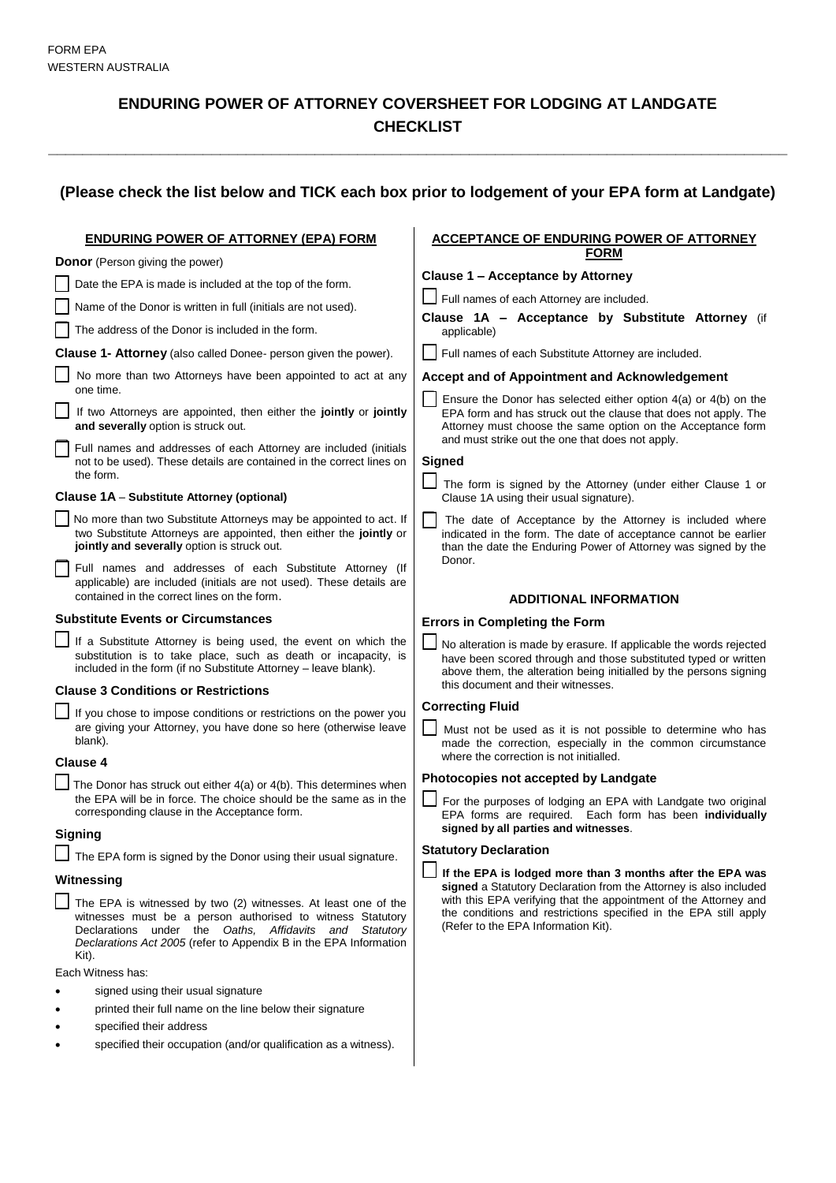FORM EPA
WESTERN AUSTRALIA

# ENDURING POWER OF ATTORNEY COVERSHEET FOR LODGING AT LANDGATE CHECKLIST

## (Please check the list below and TICK each box prior to lodgement of your EPA form at Landgate)

### ENDURING POWER OF ATTORNEY (EPA) FORM

**Donor** (Person giving the power)

- ☐ Date the EPA is made is included at the top of the form.
- ☐ Name of the Donor is written in full (initials are not used).
- ☐ The address of the Donor is included in the form.

**Clause 1- Attorney** (also called Donee- person given the power).

- ☐ No more than two Attorneys have been appointed to act at any one time.
- ☐ If two Attorneys are appointed, then either the **jointly** or **jointly and severally** option is struck out.
- ☐ Full names and addresses of each Attorney are included (initials not to be used). These details are contained in the correct lines on the form.

**Clause 1A** – **Substitute Attorney (optional)**

- ☐ No more than two Substitute Attorneys may be appointed to act. If two Substitute Attorneys are appointed, then either the **jointly** or **jointly and severally** option is struck out.
- ☐ Full names and addresses of each Substitute Attorney (If applicable) are included (initials are not used). These details are contained in the correct lines on the form.

**Substitute Events or Circumstances**

- ☐ If a Substitute Attorney is being used, the event on which the substitution is to take place, such as death or incapacity, is included in the form (if no Substitute Attorney – leave blank).

**Clause 3 Conditions or Restrictions**

- ☐ If you chose to impose conditions or restrictions on the power you are giving your Attorney, you have done so here (otherwise leave blank).

**Clause 4**

- ☐ The Donor has struck out either 4(a) or 4(b). This determines when the EPA will be in force. The choice should be the same as in the corresponding clause in the Acceptance form.

**Signing**

- ☐ The EPA form is signed by the Donor using their usual signature.

**Witnessing**

- ☐ The EPA is witnessed by two (2) witnesses. At least one of the witnesses must be a person authorised to witness Statutory Declarations under the *Oaths, Affidavits and Statutory Declarations Act 2005* (refer to Appendix B in the EPA Information Kit).

Each Witness has:

- signed using their usual signature
- printed their full name on the line below their signature
- specified their address
- specified their occupation (and/or qualification as a witness).

### ACCEPTANCE OF ENDURING POWER OF ATTORNEY FORM

**Clause 1 – Acceptance by Attorney**

- ☐ Full names of each Attorney are included.

**Clause 1A – Acceptance by Substitute Attorney** (if applicable)

- ☐ Full names of each Substitute Attorney are included.

**Accept and of Appointment and Acknowledgement**

- ☐ Ensure the Donor has selected either option 4(a) or 4(b) on the EPA form and has struck out the clause that does not apply. The Attorney must choose the same option on the Acceptance form and must strike out the one that does not apply.

**Signed**

- ☐ The form is signed by the Attorney (under either Clause 1 or Clause 1A using their usual signature).
- ☐ The date of Acceptance by the Attorney is included where indicated in the form. The date of acceptance cannot be earlier than the date the Enduring Power of Attorney was signed by the Donor.

### ADDITIONAL INFORMATION

**Errors in Completing the Form**

- ☐ No alteration is made by erasure. If applicable the words rejected have been scored through and those substituted typed or written above them, the alteration being initialled by the persons signing this document and their witnesses.

**Correcting Fluid**

- ☐ Must not be used as it is not possible to determine who has made the correction, especially in the common circumstance where the correction is not initialled.

**Photocopies not accepted by Landgate**

- ☐ For the purposes of lodging an EPA with Landgate two original EPA forms are required. Each form has been **individually signed by all parties and witnesses**.

**Statutory Declaration**

- ☐ **If the EPA is lodged more than 3 months after the EPA was signed** a Statutory Declaration from the Attorney is also included with this EPA verifying that the appointment of the Attorney and the conditions and restrictions specified in the EPA still apply (Refer to the EPA Information Kit).